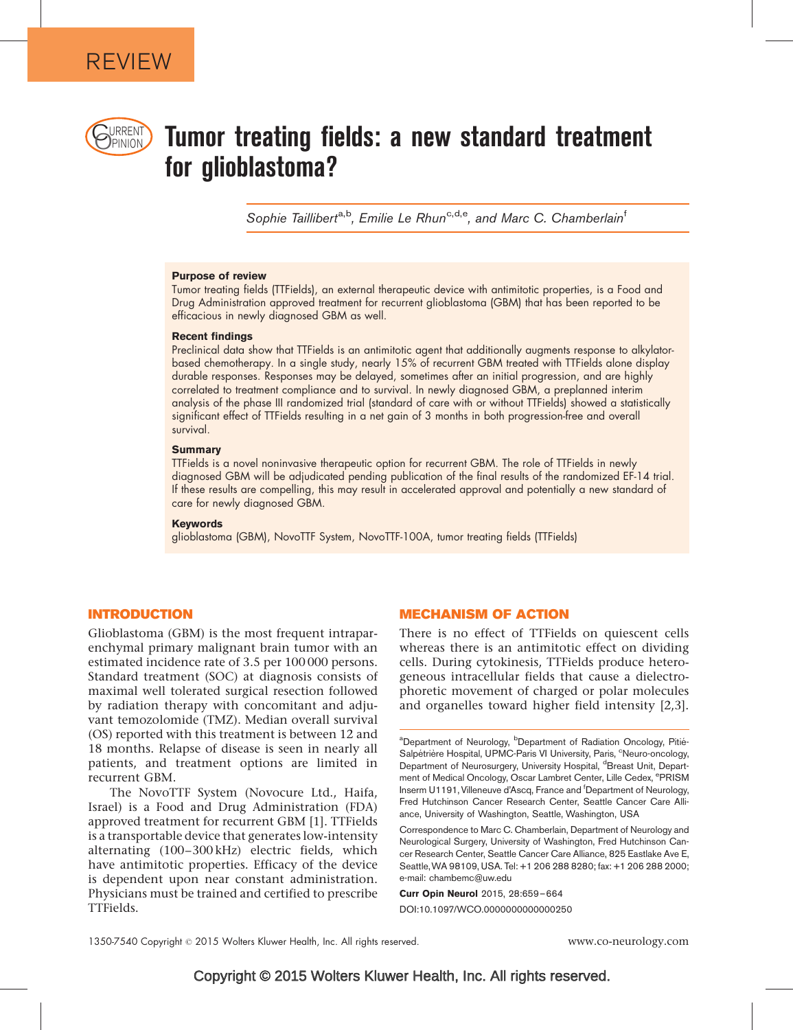REVIEW

# Tumor treating fields: a new standard treatment for glioblastoma?

*Sophie Taillibert[a,b], Emilie Le Rhun[c,d,e], and Marc C. Chamberlain[f]*

### Purpose of review

Tumor treating fields (TTFields), an external therapeutic device with antimitotic properties, is a Food and Drug Administration approved treatment for recurrent glioblastoma (GBM) that has been reported to be efficacious in newly diagnosed GBM as well.

### Recent findings

Preclinical data show that TTFields is an antimitotic agent that additionally augments response to alkylator-based chemotherapy. In a single study, nearly 15% of recurrent GBM treated with TTFields alone display durable responses. Responses may be delayed, sometimes after an initial progression, and are highly correlated to treatment compliance and to survival. In newly diagnosed GBM, a preplanned interim analysis of the phase III randomized trial (standard of care with or without TTFields) showed a statistically significant effect of TTFields resulting in a net gain of 3 months in both progression-free and overall survival.

### Summary

TTFields is a novel noninvasive therapeutic option for recurrent GBM. The role of TTFields in newly diagnosed GBM will be adjudicated pending publication of the final results of the randomized EF-14 trial. If these results are compelling, this may result in accelerated approval and potentially a new standard of care for newly diagnosed GBM.

### Keywords

glioblastoma (GBM), NovoTTF System, NovoTTF-100A, tumor treating fields (TTFields)

## INTRODUCTION

Glioblastoma (GBM) is the most frequent intraparenchymal primary malignant brain tumor with an estimated incidence rate of 3.5 per 100 000 persons. Standard treatment (SOC) at diagnosis consists of maximal well tolerated surgical resection followed by radiation therapy with concomitant and adjuvant temozolomide (TMZ). Median overall survival (OS) reported with this treatment is between 12 and 18 months. Relapse of disease is seen in nearly all patients, and treatment options are limited in recurrent GBM.

The NovoTTF System (Novocure Ltd., Haifa, Israel) is a Food and Drug Administration (FDA) approved treatment for recurrent GBM [1]. TTFields is a transportable device that generates low-intensity alternating (100–300 kHz) electric fields, which have antimitotic properties. Efficacy of the device is dependent upon near constant administration. Physicians must be trained and certified to prescribe TTFields.

## MECHANISM OF ACTION

There is no effect of TTFields on quiescent cells whereas there is an antimitotic effect on dividing cells. During cytokinesis, TTFields produce heterogeneous intracellular fields that cause a dielectrophoretic movement of charged or polar molecules and organelles toward higher field intensity [2,3].

[a]Department of Neurology, [b]Department of Radiation Oncology, Pitié-Salpêtrière Hospital, UPMC-Paris VI University, Paris, [c]Neuro-oncology, Department of Neurosurgery, University Hospital, [d]Breast Unit, Department of Medical Oncology, Oscar Lambret Center, Lille Cedex, [e]PRISM Inserm U1191, Villeneuve d'Ascq, France and [f]Department of Neurology, Fred Hutchinson Cancer Research Center, Seattle Cancer Care Alliance, University of Washington, Seattle, Washington, USA

Correspondence to Marc C. Chamberlain, Department of Neurology and Neurological Surgery, University of Washington, Fred Hutchinson Cancer Research Center, Seattle Cancer Care Alliance, 825 Eastlake Ave E, Seattle, WA 98109, USA. Tel: +1 206 288 8280; fax: +1 206 288 2000; e-mail: chambemc@uw.edu

**Curr Opin Neurol** 2015, 28:659–664

DOI:10.1097/WCO.0000000000000250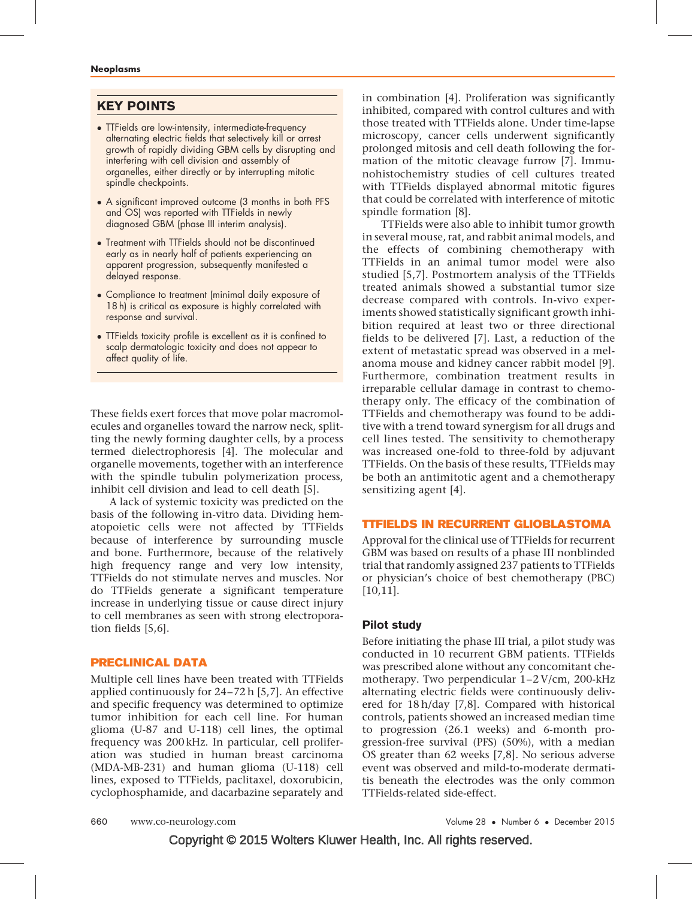## KEY POINTS

- TTFields are low-intensity, intermediate-frequency alternating electric fields that selectively kill or arrest growth of rapidly dividing GBM cells by disrupting and interfering with cell division and assembly of organelles, either directly or by interrupting mitotic spindle checkpoints.
- A significant improved outcome (3 months in both PFS and OS) was reported with TTFields in newly diagnosed GBM (phase III interim analysis).
- Treatment with TTFields should not be discontinued early as in nearly half of patients experiencing an apparent progression, subsequently manifested a delayed response.
- Compliance to treatment (minimal daily exposure of 18 h) is critical as exposure is highly correlated with response and survival.
- TTFields toxicity profile is excellent as it is confined to scalp dermatologic toxicity and does not appear to affect quality of life.

These fields exert forces that move polar macromolecules and organelles toward the narrow neck, splitting the newly forming daughter cells, by a process termed dielectrophoresis [4]. The molecular and organelle movements, together with an interference with the spindle tubulin polymerization process, inhibit cell division and lead to cell death [5].

A lack of systemic toxicity was predicted on the basis of the following in-vitro data. Dividing hematopoietic cells were not affected by TTFields because of interference by surrounding muscle and bone. Furthermore, because of the relatively high frequency range and very low intensity, TTFields do not stimulate nerves and muscles. Nor do TTFields generate a significant temperature increase in underlying tissue or cause direct injury to cell membranes as seen with strong electroporation fields [5,6].

## PRECLINICAL DATA

Multiple cell lines have been treated with TTFields applied continuously for 24–72 h [5,7]. An effective and specific frequency was determined to optimize tumor inhibition for each cell line. For human glioma (U-87 and U-118) cell lines, the optimal frequency was 200 kHz. In particular, cell proliferation was studied in human breast carcinoma (MDA-MB-231) and human glioma (U-118) cell lines, exposed to TTFields, paclitaxel, doxorubicin, cyclophosphamide, and dacarbazine separately and in combination [4]. Proliferation was significantly inhibited, compared with control cultures and with those treated with TTFields alone. Under time-lapse microscopy, cancer cells underwent significantly prolonged mitosis and cell death following the formation of the mitotic cleavage furrow [7]. Immunohistochemistry studies of cell cultures treated with TTFields displayed abnormal mitotic figures that could be correlated with interference of mitotic spindle formation [8].

TTFields were also able to inhibit tumor growth in several mouse, rat, and rabbit animal models, and the effects of combining chemotherapy with TTFields in an animal tumor model were also studied [5,7]. Postmortem analysis of the TTFields treated animals showed a substantial tumor size decrease compared with controls. In-vivo experiments showed statistically significant growth inhibition required at least two or three directional fields to be delivered [7]. Last, a reduction of the extent of metastatic spread was observed in a melanoma mouse and kidney cancer rabbit model [9]. Furthermore, combination treatment results in irreparable cellular damage in contrast to chemotherapy only. The efficacy of the combination of TTFields and chemotherapy was found to be additive with a trend toward synergism for all drugs and cell lines tested. The sensitivity to chemotherapy was increased one-fold to three-fold by adjuvant TTFields. On the basis of these results, TTFields may be both an antimitotic agent and a chemotherapy sensitizing agent [4].

## TTFIELDS IN RECURRENT GLIOBLASTOMA

Approval for the clinical use of TTFields for recurrent GBM was based on results of a phase III nonblinded trial that randomly assigned 237 patients to TTFields or physician's choice of best chemotherapy (PBC) [10,11].

### Pilot study

Before initiating the phase III trial, a pilot study was conducted in 10 recurrent GBM patients. TTFields was prescribed alone without any concomitant chemotherapy. Two perpendicular 1–2 V/cm, 200-kHz alternating electric fields were continuously delivered for 18 h/day [7,8]. Compared with historical controls, patients showed an increased median time to progression (26.1 weeks) and 6-month progression-free survival (PFS) (50%), with a median OS greater than 62 weeks [7,8]. No serious adverse event was observed and mild-to-moderate dermatitis beneath the electrodes was the only common TTFields-related side-effect.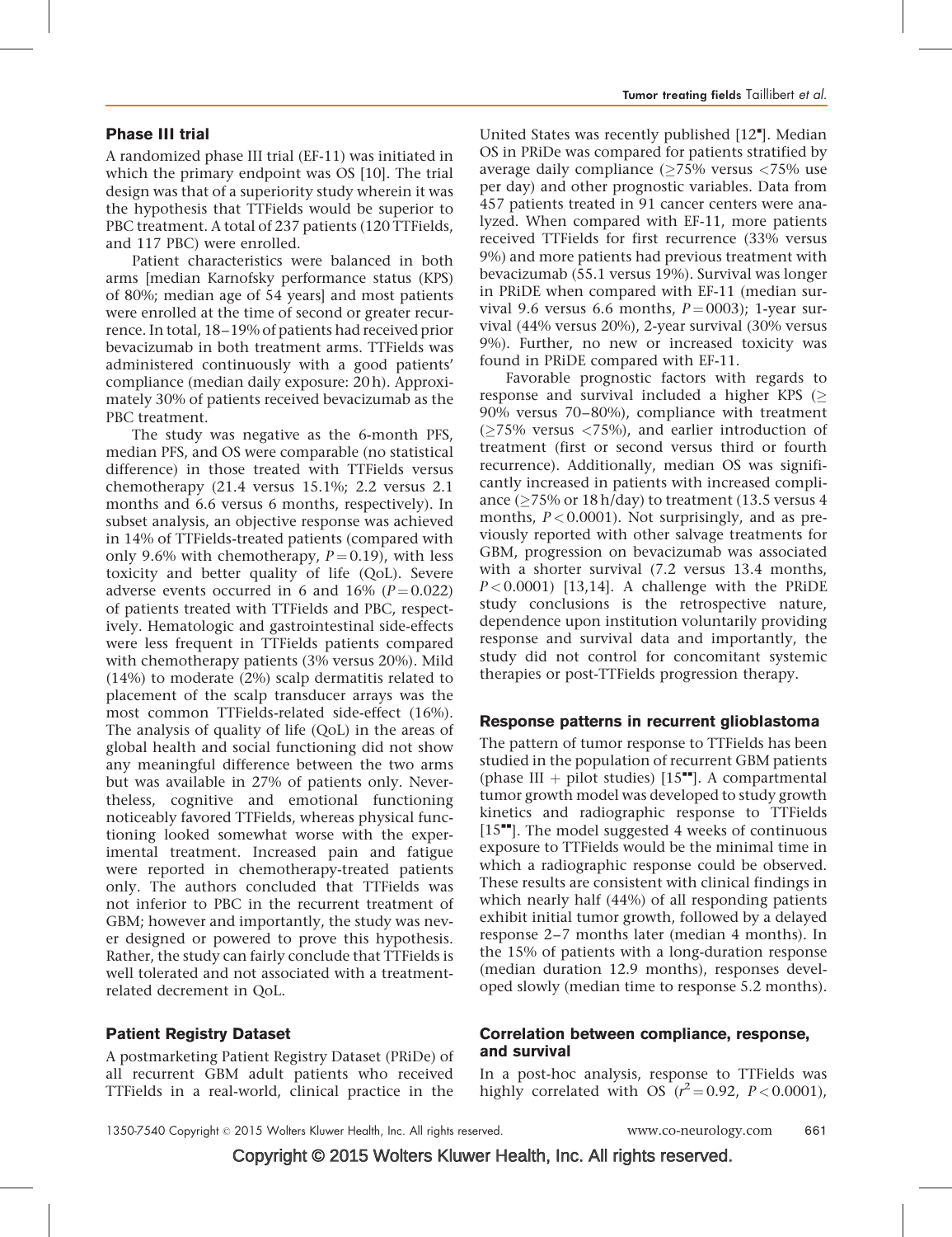## Phase III trial

A randomized phase III trial (EF-11) was initiated in which the primary endpoint was OS [10]. The trial design was that of a superiority study wherein it was the hypothesis that TTFields would be superior to PBC treatment. A total of 237 patients (120 TTFields, and 117 PBC) were enrolled.

Patient characteristics were balanced in both arms [median Karnofsky performance status (KPS) of 80%; median age of 54 years] and most patients were enrolled at the time of second or greater recurrence. In total, 18–19% of patients had received prior bevacizumab in both treatment arms. TTFields was administered continuously with a good patients' compliance (median daily exposure: 20 h). Approximately 30% of patients received bevacizumab as the PBC treatment.

The study was negative as the 6-month PFS, median PFS, and OS were comparable (no statistical difference) in those treated with TTFields versus chemotherapy (21.4 versus 15.1%; 2.2 versus 2.1 months and 6.6 versus 6 months, respectively). In subset analysis, an objective response was achieved in 14% of TTFields-treated patients (compared with only 9.6% with chemotherapy, $P = 0.19$), with less toxicity and better quality of life (QoL). Severe adverse events occurred in 6 and 16% ($P = 0.022$) of patients treated with TTFields and PBC, respectively. Hematologic and gastrointestinal side-effects were less frequent in TTFields patients compared with chemotherapy patients (3% versus 20%). Mild (14%) to moderate (2%) scalp dermatitis related to placement of the scalp transducer arrays was the most common TTFields-related side-effect (16%). The analysis of quality of life (QoL) in the areas of global health and social functioning did not show any meaningful difference between the two arms but was available in 27% of patients only. Nevertheless, cognitive and emotional functioning noticeably favored TTFields, whereas physical functioning looked somewhat worse with the experimental treatment. Increased pain and fatigue were reported in chemotherapy-treated patients only. The authors concluded that TTFields was not inferior to PBC in the recurrent treatment of GBM; however and importantly, the study was never designed or powered to prove this hypothesis. Rather, the study can fairly conclude that TTFields is well tolerated and not associated with a treatment-related decrement in QoL.

## Patient Registry Dataset

A postmarketing Patient Registry Dataset (PRiDe) of all recurrent GBM adult patients who received TTFields in a real-world, clinical practice in the United States was recently published [12▪]. Median OS in PRiDe was compared for patients stratified by average daily compliance (≥75% versus <75% use per day) and other prognostic variables. Data from 457 patients treated in 91 cancer centers were analyzed. When compared with EF-11, more patients received TTFields for first recurrence (33% versus 9%) and more patients had previous treatment with bevacizumab (55.1 versus 19%). Survival was longer in PRiDE when compared with EF-11 (median survival 9.6 versus 6.6 months, $P = 0003$); 1-year survival (44% versus 20%), 2-year survival (30% versus 9%). Further, no new or increased toxicity was found in PRiDE compared with EF-11.

Favorable prognostic factors with regards to response and survival included a higher KPS (≥ 90% versus 70–80%), compliance with treatment (≥75% versus <75%), and earlier introduction of treatment (first or second versus third or fourth recurrence). Additionally, median OS was significantly increased in patients with increased compliance (≥75% or 18 h/day) to treatment (13.5 versus 4 months, $P < 0.0001$). Not surprisingly, and as previously reported with other salvage treatments for GBM, progression on bevacizumab was associated with a shorter survival (7.2 versus 13.4 months, $P < 0.0001$) [13,14]. A challenge with the PRiDE study conclusions is the retrospective nature, dependence upon institution voluntarily providing response and survival data and importantly, the study did not control for concomitant systemic therapies or post-TTFields progression therapy.

## Response patterns in recurrent glioblastoma

The pattern of tumor response to TTFields has been studied in the population of recurrent GBM patients (phase III + pilot studies) [15▪▪]. A compartmental tumor growth model was developed to study growth kinetics and radiographic response to TTFields [15▪▪]. The model suggested 4 weeks of continuous exposure to TTFields would be the minimal time in which a radiographic response could be observed. These results are consistent with clinical findings in which nearly half (44%) of all responding patients exhibit initial tumor growth, followed by a delayed response 2–7 months later (median 4 months). In the 15% of patients with a long-duration response (median duration 12.9 months), responses developed slowly (median time to response 5.2 months).

## Correlation between compliance, response, and survival

In a post-hoc analysis, response to TTFields was highly correlated with OS ($r^2 = 0.92$, $P < 0.0001$),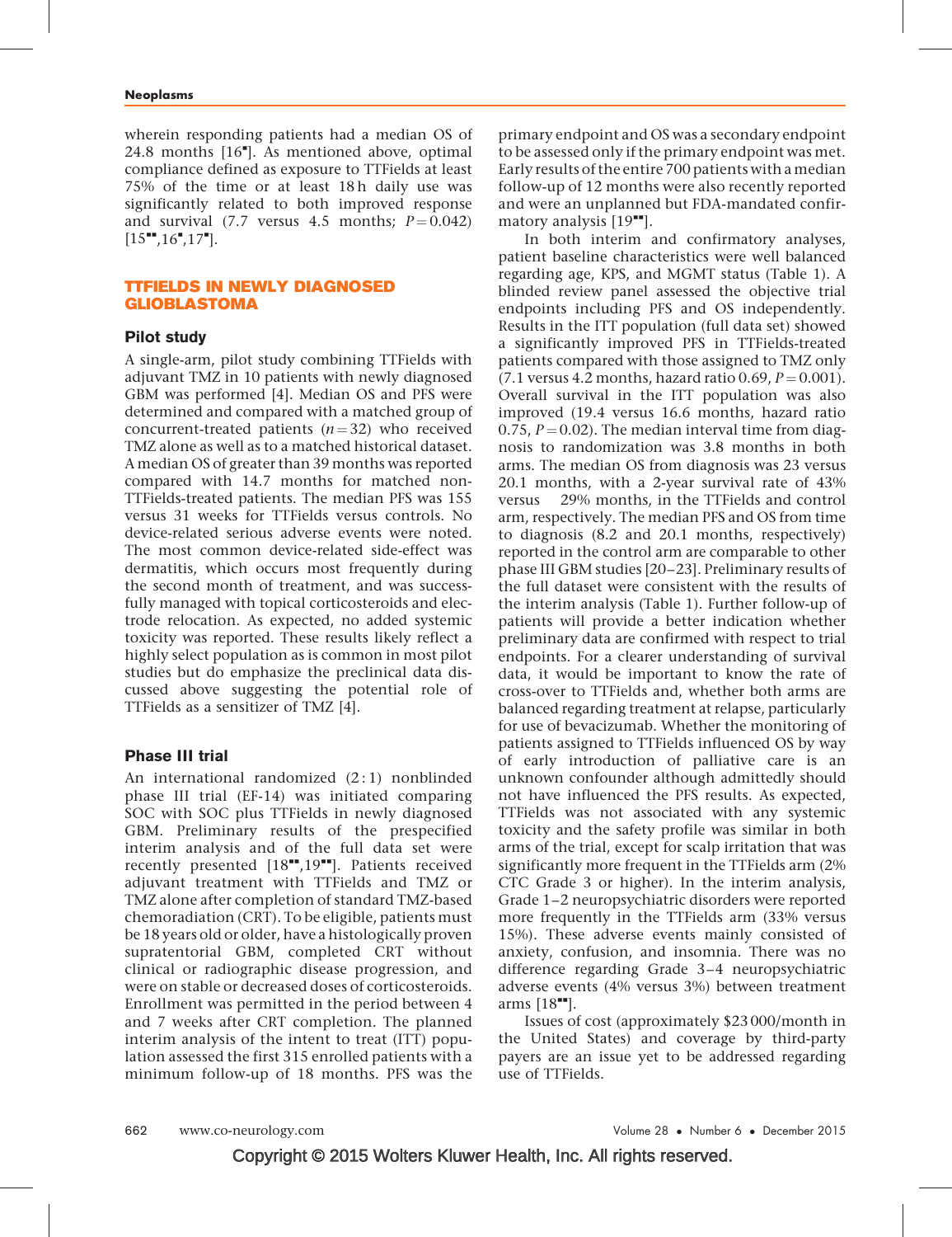wherein responding patients had a median OS of 24.8 months [16▪]. As mentioned above, optimal compliance defined as exposure to TTFields at least 75% of the time or at least 18 h daily use was significantly related to both improved response and survival (7.7 versus 4.5 months; $P = 0.042$) [15▪▪,16▪,17▪].

## TTFIELDS IN NEWLY DIAGNOSED GLIOBLASTOMA

### Pilot study

A single-arm, pilot study combining TTFields with adjuvant TMZ in 10 patients with newly diagnosed GBM was performed [4]. Median OS and PFS were determined and compared with a matched group of concurrent-treated patients ($n = 32$) who received TMZ alone as well as to a matched historical dataset. A median OS of greater than 39 months was reported compared with 14.7 months for matched non-TTFields-treated patients. The median PFS was 155 versus 31 weeks for TTFields versus controls. No device-related serious adverse events were noted. The most common device-related side-effect was dermatitis, which occurs most frequently during the second month of treatment, and was successfully managed with topical corticosteroids and electrode relocation. As expected, no added systemic toxicity was reported. These results likely reflect a highly select population as is common in most pilot studies but do emphasize the preclinical data discussed above suggesting the potential role of TTFields as a sensitizer of TMZ [4].

### Phase III trial

An international randomized (2 : 1) nonblinded phase III trial (EF-14) was initiated comparing SOC with SOC plus TTFields in newly diagnosed GBM. Preliminary results of the prespecified interim analysis and of the full data set were recently presented [18▪▪,19▪▪]. Patients received adjuvant treatment with TTFields and TMZ or TMZ alone after completion of standard TMZ-based chemoradiation (CRT). To be eligible, patients must be 18 years old or older, have a histologically proven supratentorial GBM, completed CRT without clinical or radiographic disease progression, and were on stable or decreased doses of corticosteroids. Enrollment was permitted in the period between 4 and 7 weeks after CRT completion. The planned interim analysis of the intent to treat (ITT) population assessed the first 315 enrolled patients with a minimum follow-up of 18 months. PFS was the primary endpoint and OS was a secondary endpoint to be assessed only if the primary endpoint was met. Early results of the entire 700 patients with a median follow-up of 12 months were also recently reported and were an unplanned but FDA-mandated confirmatory analysis [19▪▪].

In both interim and confirmatory analyses, patient baseline characteristics were well balanced regarding age, KPS, and MGMT status (Table 1). A blinded review panel assessed the objective trial endpoints including PFS and OS independently. Results in the ITT population (full data set) showed a significantly improved PFS in TTFields-treated patients compared with those assigned to TMZ only (7.1 versus 4.2 months, hazard ratio 0.69, $P = 0.001$). Overall survival in the ITT population was also improved (19.4 versus 16.6 months, hazard ratio 0.75, $P = 0.02$). The median interval time from diagnosis to randomization was 3.8 months in both arms. The median OS from diagnosis was 23 versus 20.1 months, with a 2-year survival rate of 43% versus 29% months, in the TTFields and control arm, respectively. The median PFS and OS from time to diagnosis (8.2 and 20.1 months, respectively) reported in the control arm are comparable to other phase III GBM studies [20–23]. Preliminary results of the full dataset were consistent with the results of the interim analysis (Table 1). Further follow-up of patients will provide a better indication whether preliminary data are confirmed with respect to trial endpoints. For a clearer understanding of survival data, it would be important to know the rate of cross-over to TTFields and, whether both arms are balanced regarding treatment at relapse, particularly for use of bevacizumab. Whether the monitoring of patients assigned to TTFields influenced OS by way of early introduction of palliative care is an unknown confounder although admittedly should not have influenced the PFS results. As expected, TTFields was not associated with any systemic toxicity and the safety profile was similar in both arms of the trial, except for scalp irritation that was significantly more frequent in the TTFields arm (2% CTC Grade 3 or higher). In the interim analysis, Grade 1–2 neuropsychiatric disorders were reported more frequently in the TTFields arm (33% versus 15%). These adverse events mainly consisted of anxiety, confusion, and insomnia. There was no difference regarding Grade 3–4 neuropsychiatric adverse events (4% versus 3%) between treatment arms [18▪▪].

Issues of cost (approximately $23 000/month in the United States) and coverage by third-party payers are an issue yet to be addressed regarding use of TTFields.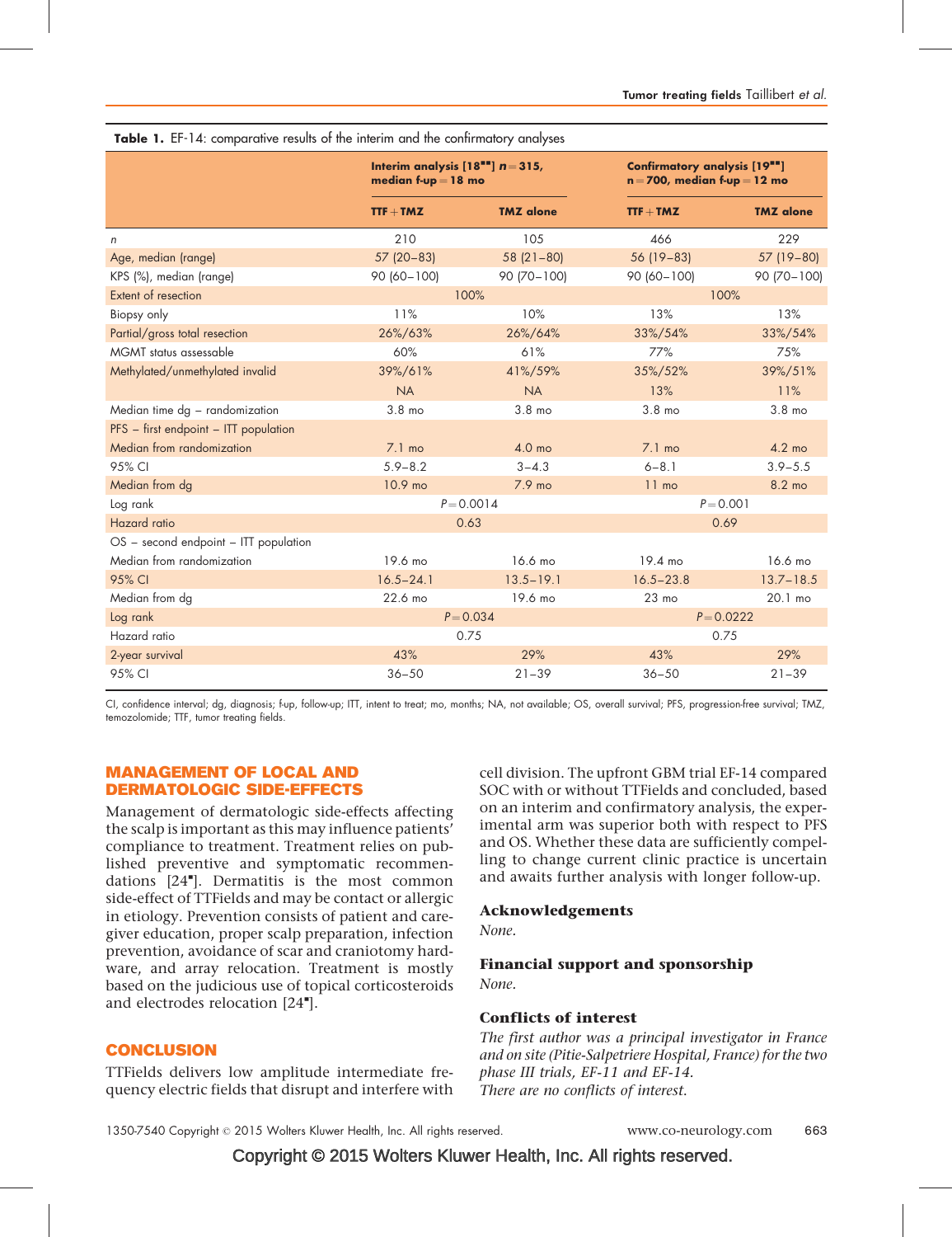**Table 1.** EF-14: comparative results of the interim and the confirmatory analyses

| | Interim analysis [18■■] $n = 315$, median f-up = 18 mo | | Confirmatory analysis [19■■] n = 700, median f-up = 12 mo | |
|---|---|---|---|---|
| | TTF + TMZ | TMZ alone | TTF + TMZ | TMZ alone |
| *n* | 210 | 105 | 466 | 229 |
| Age, median (range) | 57 (20–83) | 58 (21–80) | 56 (19–83) | 57 (19–80) |
| KPS (%), median (range) | 90 (60–100) | 90 (70–100) | 90 (60–100) | 90 (70–100) |
| Extent of resection | 100% | | 100% | |
| Biopsy only | 11% | 10% | 13% | 13% |
| Partial/gross total resection | 26%/63% | 26%/64% | 33%/54% | 33%/54% |
| MGMT status assessable | 60% | 61% | 77% | 75% |
| Methylated/unmethylated invalid | 39%/61% | 41%/59% | 35%/52% | 39%/51% |
| | NA | NA | 13% | 11% |
| Median time dg – randomization | 3.8 mo | 3.8 mo | 3.8 mo | 3.8 mo |
| PFS – first endpoint – ITT population | | | | |
| Median from randomization | 7.1 mo | 4.0 mo | 7.1 mo | 4.2 mo |
| 95% CI | 5.9–8.2 | 3–4.3 | 6–8.1 | 3.9–5.5 |
| Median from dg | 10.9 mo | 7.9 mo | 11 mo | 8.2 mo |
| Log rank | $P = 0.0014$ | | $P = 0.001$ | |
| Hazard ratio | 0.63 | | 0.69 | |
| OS – second endpoint – ITT population | | | | |
| Median from randomization | 19.6 mo | 16.6 mo | 19.4 mo | 16.6 mo |
| 95% CI | 16.5–24.1 | 13.5–19.1 | 16.5–23.8 | 13.7–18.5 |
| Median from dg | 22.6 mo | 19.6 mo | 23 mo | 20.1 mo |
| Log rank | $P = 0.034$ | | $P = 0.0222$ | |
| Hazard ratio | 0.75 | | 0.75 | |
| 2-year survival | 43% | 29% | 43% | 29% |
| 95% CI | 36–50 | 21–39 | 36–50 | 21–39 |

CI, confidence interval; dg, diagnosis; f-up, follow-up; ITT, intent to treat; mo, months; NA, not available; OS, overall survival; PFS, progression-free survival; TMZ, temozolomide; TTF, tumor treating fields.

## MANAGEMENT OF LOCAL AND DERMATOLOGIC SIDE-EFFECTS

Management of dermatologic side-effects affecting the scalp is important as this may influence patients' compliance to treatment. Treatment relies on published preventive and symptomatic recommendations [24■]. Dermatitis is the most common side-effect of TTFields and may be contact or allergic in etiology. Prevention consists of patient and caregiver education, proper scalp preparation, infection prevention, avoidance of scar and craniotomy hardware, and array relocation. Treatment is mostly based on the judicious use of topical corticosteroids and electrodes relocation [24■].

## CONCLUSION

TTFields delivers low amplitude intermediate frequency electric fields that disrupt and interfere with cell division. The upfront GBM trial EF-14 compared SOC with or without TTFields and concluded, based on an interim and confirmatory analysis, the experimental arm was superior both with respect to PFS and OS. Whether these data are sufficiently compelling to change current clinic practice is uncertain and awaits further analysis with longer follow-up.

### Acknowledgements

*None.*

### Financial support and sponsorship

*None.*

### Conflicts of interest

*The first author was a principal investigator in France and on site (Pitie-Salpetriere Hospital, France) for the two phase III trials, EF-11 and EF-14.*

*There are no conflicts of interest.*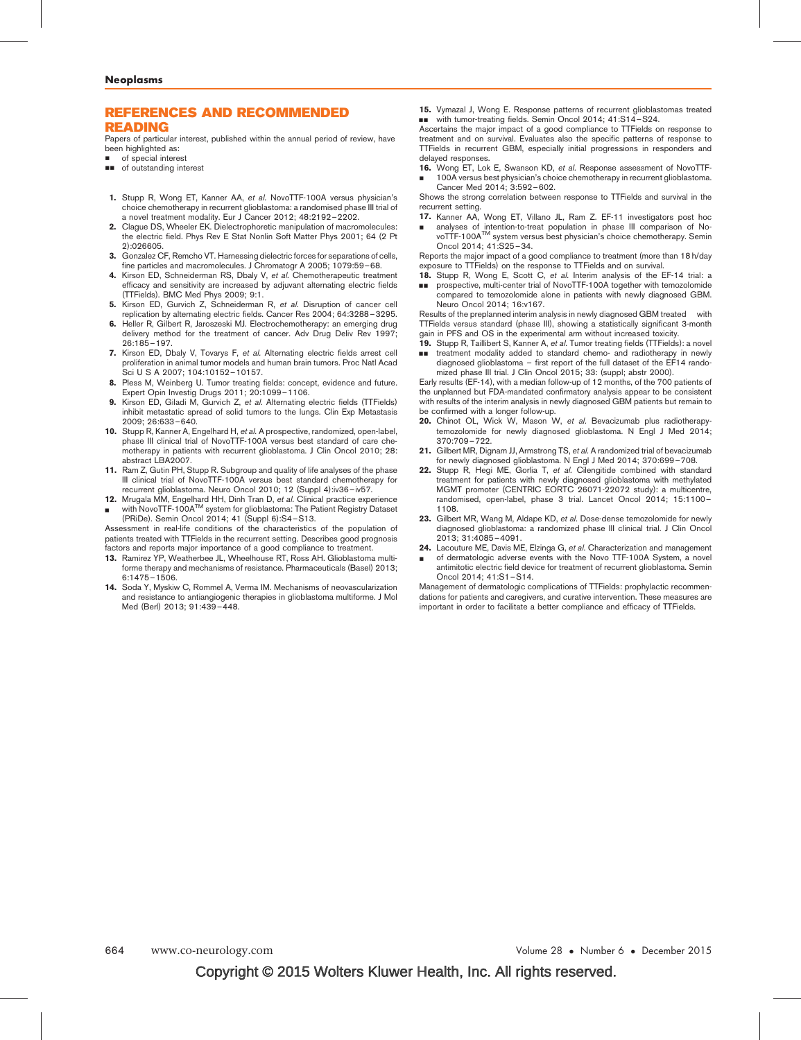## REFERENCES AND RECOMMENDED READING

Papers of particular interest, published within the annual period of review, have been highlighted as:

- ▪ of special interest
- ▪▪ of outstanding interest

1. Stupp R, Wong ET, Kanner AA, *et al.* NovoTTF-100A versus physician's choice chemotherapy in recurrent glioblastoma: a randomised phase III trial of a novel treatment modality. Eur J Cancer 2012; 48:2192–2202.
2. Clague DS, Wheeler EK. Dielectrophoretic manipulation of macromolecules: the electric field. Phys Rev E Stat Nonlin Soft Matter Phys 2001; 64 (2 Pt 2):026605.
3. Gonzalez CF, Remcho VT. Harnessing dielectric forces for separations of cells, fine particles and macromolecules. J Chromatogr A 2005; 1079:59–68.
4. Kirson ED, Schneiderman RS, Dbaly V, *et al.* Chemotherapeutic treatment efficacy and sensitivity are increased by adjuvant alternating electric fields (TTFields). BMC Med Phys 2009; 9:1.
5. Kirson ED, Gurvich Z, Schneiderman R, *et al.* Disruption of cancer cell replication by alternating electric fields. Cancer Res 2004; 64:3288–3295.
6. Heller R, Gilbert R, Jaroszeski MJ. Electrochemotherapy: an emerging drug delivery method for the treatment of cancer. Adv Drug Deliv Rev 1997; 26:185–197.
7. Kirson ED, Dbaly V, Tovarys F, *et al.* Alternating electric fields arrest cell proliferation in animal tumor models and human brain tumors. Proc Natl Acad Sci U S A 2007; 104:10152–10157.
8. Pless M, Weinberg U. Tumor treating fields: concept, evidence and future. Expert Opin Investig Drugs 2011; 20:1099–1106.
9. Kirson ED, Giladi M, Gurvich Z, *et al.* Alternating electric fields (TTFields) inhibit metastatic spread of solid tumors to the lungs. Clin Exp Metastasis 2009; 26:633–640.
10. Stupp R, Kanner A, Engelhard H, *et al.* A prospective, randomized, open-label, phase III clinical trial of NovoTTF-100A versus best standard of care chemotherapy in patients with recurrent glioblastoma. J Clin Oncol 2010; 28: abstract LBA2007.
11. Ram Z, Gutin PH, Stupp R. Subgroup and quality of life analyses of the phase III clinical trial of NovoTTF-100A versus best standard chemotherapy for recurrent glioblastoma. Neuro Oncol 2010; 12 (Suppl 4):iv36–iv57.
12. ▪ Mrugala MM, Engelhard HH, Dinh Tran D, *et al.* Clinical practice experience with NovoTTF-100A™ system for glioblastoma: The Patient Registry Dataset (PRiDe). Semin Oncol 2014; 41 (Suppl 6):S4–S13.

Assessment in real-life conditions of the characteristics of the population of patients treated with TTFields in the recurrent setting. Describes good prognosis factors and reports major importance of a good compliance to treatment.

13. Ramirez YP, Weatherbee JL, Wheelhouse RT, Ross AH. Glioblastoma multiforme therapy and mechanisms of resistance. Pharmaceuticals (Basel) 2013; 6:1475–1506.
14. Soda Y, Myskiw C, Rommel A, Verma IM. Mechanisms of neovascularization and resistance to antiangiogenic therapies in glioblastoma multiforme. J Mol Med (Berl) 2013; 91:439–448.
15. ▪▪ Vymazal J, Wong E. Response patterns of recurrent glioblastomas treated with tumor-treating fields. Semin Oncol 2014; 41:S14–S24.

Ascertains the major impact of a good compliance to TTFields on response to treatment and on survival. Evaluates also the specific patterns of response to TTFields in recurrent GBM, especially initial progressions in responders and delayed responses.

16. ▪ Wong ET, Lok E, Swanson KD, *et al.* Response assessment of NovoTTF-100A versus best physician's choice chemotherapy in recurrent glioblastoma. Cancer Med 2014; 3:592–602.

Shows the strong correlation between response to TTFields and survival in the recurrent setting.

17. ▪ Kanner AA, Wong ET, Villano JL, Ram Z. EF-11 investigators post hoc analyses of intention-to-treat population in phase III comparison of NovoTTF-100A™ system versus best physician's choice chemotherapy. Semin Oncol 2014; 41:S25–34.

Reports the major impact of a good compliance to treatment (more than 18 h/day exposure to TTFields) on the response to TTFields and on survival.

18. ▪▪ Stupp R, Wong E, Scott C, *et al.* Interim analysis of the EF-14 trial: a prospective, multi-center trial of NovoTTF-100A together with temozolomide compared to temozolomide alone in patients with newly diagnosed GBM. Neuro Oncol 2014; 16:v167.

Results of the preplanned interim analysis in newly diagnosed GBM treated with TTFields versus standard (phase III), showing a statistically significant 3-month gain in PFS and OS in the experimental arm without increased toxicity.

19. ▪▪ Stupp R, Taillibert S, Kanner A, *et al.* Tumor treating fields (TTFields): a novel treatment modality added to standard chemo- and radiotherapy in newly diagnosed glioblastoma – first report of the full dataset of the EF14 randomized phase III trial. J Clin Oncol 2015; 33: (suppl; abstr 2000).

Early results (EF-14), with a median follow-up of 12 months, of the 700 patients of the unplanned but FDA-mandated confirmatory analysis appear to be consistent with results of the interim analysis in newly diagnosed GBM patients but remain to be confirmed with a longer follow-up.

20. Chinot OL, Wick W, Mason W, *et al.* Bevacizumab plus radiotherapy-temozolomide for newly diagnosed glioblastoma. N Engl J Med 2014; 370:709–722.
21. Gilbert MR, Dignam JJ, Armstrong TS, *et al.* A randomized trial of bevacizumab for newly diagnosed glioblastoma. N Engl J Med 2014; 370:699–708.
22. Stupp R, Hegi ME, Gorlia T, *et al.* Cilengitide combined with standard treatment for patients with newly diagnosed glioblastoma with methylated MGMT promoter (CENTRIC EORTC 26071-22072 study): a multicentre, randomised, open-label, phase 3 trial. Lancet Oncol 2014; 15:1100–1108.
23. Gilbert MR, Wang M, Aldape KD, *et al.* Dose-dense temozolomide for newly diagnosed glioblastoma: a randomized phase III clinical trial. J Clin Oncol 2013; 31:4085–4091.
24. ▪ Lacouture ME, Davis ME, Elzinga G, *et al.* Characterization and management of dermatologic adverse events with the Novo TTF-100A System, a novel antimitotic electric field device for treatment of recurrent glioblastoma. Semin Oncol 2014; 41:S1–S14.

Management of dermatologic complications of TTFields: prophylactic recommendations for patients and caregivers, and curative intervention. These measures are important in order to facilitate a better compliance and efficacy of TTFields.